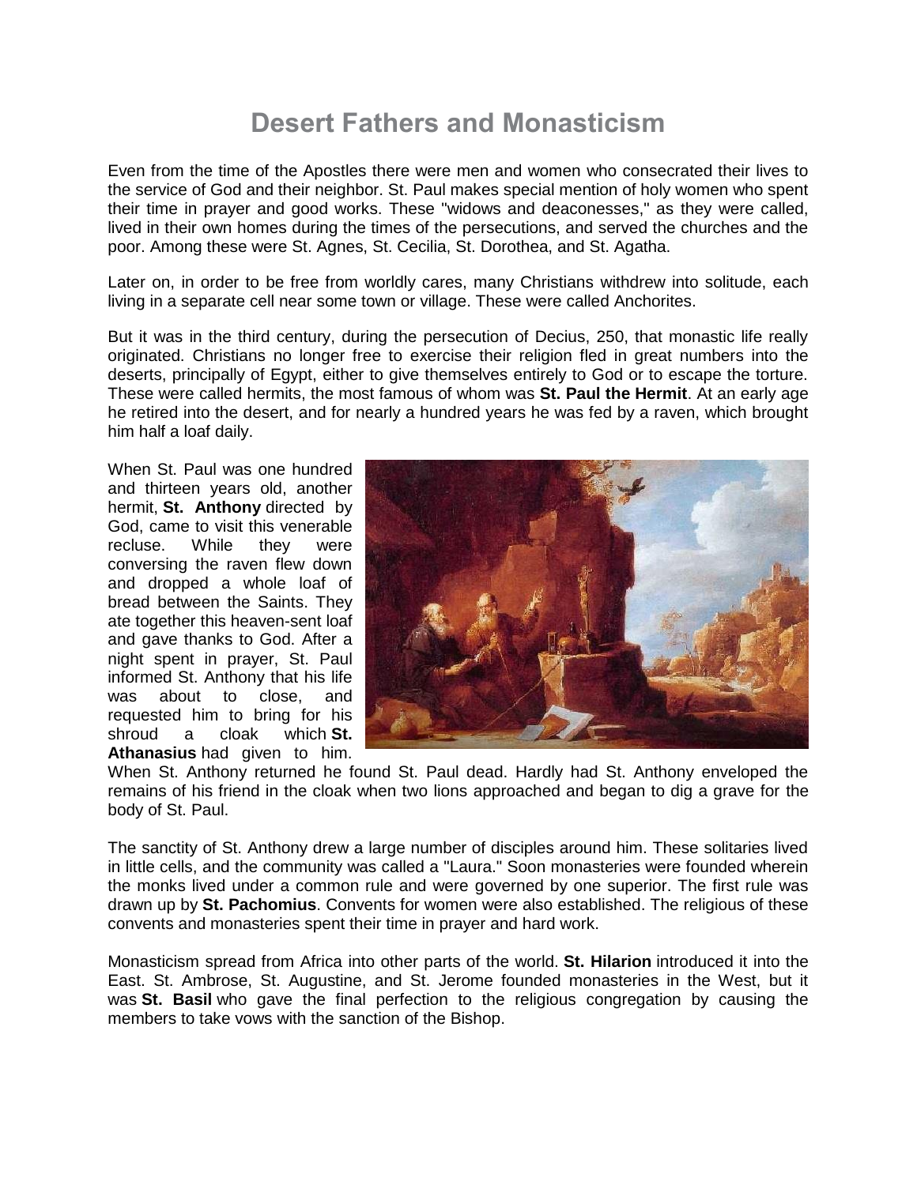# Desert Fathers and Monasticism

Even from the time of the Apostles there were men and women who consecrated their lives to the service of God and their neighbor. St. Paul makes special mention of holy women who spent their time in prayer and good works. These "widows and deaconesses," as they were called, lived in their own homes during the times of the persecutions, and served the churches and the poor. Among these were St. Agnes, St. Cecilia, St. Dorothea, and St. Agatha.

Later on, in order to be free from worldly cares, many Christians withdrew into solitude, each living in a separate cell near some town or village. These were called Anchorites.

But it was in the third century, during the persecution of Decius, 250, that monastic life really originated. Christians no longer free to exercise their religion fled in great numbers into the deserts, principally of Egypt, either to give themselves entirely to God or to escape the torture. These were called hermits, the most famous of whom was **St. Paul the Hermit**. At an early age he retired into the desert, and for nearly a hundred years he was fed by a raven, which brought him half a loaf daily.

When St. Paul was one hundred and thirteen years old, another hermit, **St. Anthony** directed by God, came to visit this venerable recluse. While they were conversing the raven flew down and dropped a whole loaf of bread between the Saints. They ate together this heaven-sent loaf and gave thanks to God. After a night spent in prayer, St. Paul informed St. Anthony that his life was about to close, and requested him to bring for his shroud a cloak which **St. Athanasius** had given to him. When St. Anthony returned he found St. Paul dead. Hardly had St. Anthony enveloped the remains of his friend in the cloak when two lions approached and began to dig a grave for the body of St. Paul.

The sanctity of St. Anthony drew a large number of disciples around him. These solitaries lived in little cells, and the community was called a "Laura." Soon monasteries were founded wherein the monks lived under a common rule and were governed by one superior. The first rule was drawn up by **St. Pachomius**. Convents for women were also established. The religious of these convents and monasteries spent their time in prayer and hard work.

Monasticism spread from Africa into other parts of the world. **St. Hilarion** introduced it into the East. St. Ambrose, St. Augustine, and St. Jerome founded monasteries in the West, but it was **St. Basil** who gave the final perfection to the religious congregation by causing the members to take vows with the sanction of the Bishop.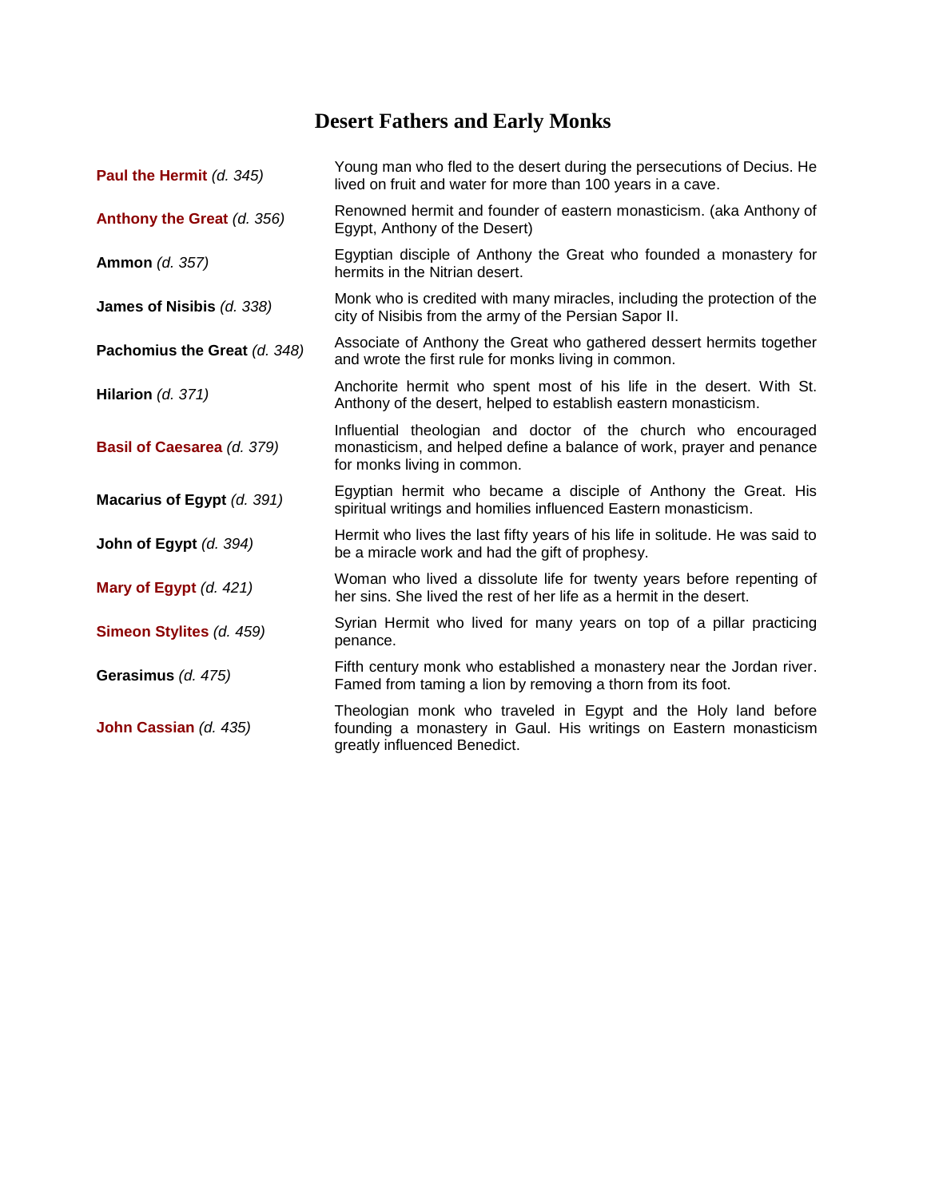# Desert Fathers and Early Monks

| | |
|---|---|
| **Paul the Hermit** *(d. 345)* | Young man who fled to the desert during the persecutions of Decius. He lived on fruit and water for more than 100 years in a cave. |
| **Anthony the Great** *(d. 356)* | Renowned hermit and founder of eastern monasticism. (aka Anthony of Egypt, Anthony of the Desert) |
| **Ammon** *(d. 357)* | Egyptian disciple of Anthony the Great who founded a monastery for hermits in the Nitrian desert. |
| **James of Nisibis** *(d. 338)* | Monk who is credited with many miracles, including the protection of the city of Nisibis from the army of the Persian Sapor II. |
| **Pachomius the Great** *(d. 348)* | Associate of Anthony the Great who gathered dessert hermits together and wrote the first rule for monks living in common. |
| **Hilarion** *(d. 371)* | Anchorite hermit who spent most of his life in the desert. With St. Anthony of the desert, helped to establish eastern monasticism. |
| **Basil of Caesarea** *(d. 379)* | Influential theologian and doctor of the church who encouraged monasticism, and helped define a balance of work, prayer and penance for monks living in common. |
| **Macarius of Egypt** *(d. 391)* | Egyptian hermit who became a disciple of Anthony the Great. His spiritual writings and homilies influenced Eastern monasticism. |
| **John of Egypt** *(d. 394)* | Hermit who lives the last fifty years of his life in solitude. He was said to be a miracle work and had the gift of prophesy. |
| **Mary of Egypt** *(d. 421)* | Woman who lived a dissolute life for twenty years before repenting of her sins. She lived the rest of her life as a hermit in the desert. |
| **Simeon Stylites** *(d. 459)* | Syrian Hermit who lived for many years on top of a pillar practicing penance. |
| **Gerasimus** *(d. 475)* | Fifth century monk who established a monastery near the Jordan river. Famed from taming a lion by removing a thorn from its foot. |
| **John Cassian** *(d. 435)* | Theologian monk who traveled in Egypt and the Holy land before founding a monastery in Gaul. His writings on Eastern monasticism greatly influenced Benedict. |